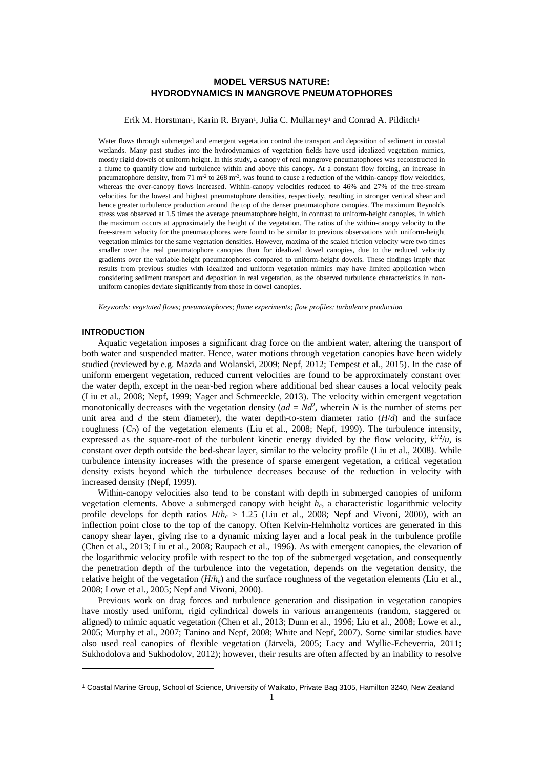# MODEL VERSUS NATURE: HYDRODYNAMICS IN MANGROVE PNEUMATOPHORES

Erik M. Horstman[1], Karin R. Bryan[1], Julia C. Mullarney[1] and Conrad A. Pilditch[1]

Water flows through submerged and emergent vegetation control the transport and deposition of sediment in coastal wetlands. Many past studies into the hydrodynamics of vegetation fields have used idealized vegetation mimics, mostly rigid dowels of uniform height. In this study, a canopy of real mangrove pneumatophores was reconstructed in a flume to quantify flow and turbulence within and above this canopy. At a constant flow forcing, an increase in pneumatophore density, from 71 m$^{-2}$ to 268 m$^{-2}$, was found to cause a reduction of the within-canopy flow velocities, whereas the over-canopy flows increased. Within-canopy velocities reduced to 46% and 27% of the free-stream velocities for the lowest and highest pneumatophore densities, respectively, resulting in stronger vertical shear and hence greater turbulence production around the top of the denser pneumatophore canopies. The maximum Reynolds stress was observed at 1.5 times the average pneumatophore height, in contrast to uniform-height canopies, in which the maximum occurs at approximately the height of the vegetation. The ratios of the within-canopy velocity to the free-stream velocity for the pneumatophores were found to be similar to previous observations with uniform-height vegetation mimics for the same vegetation densities. However, maxima of the scaled friction velocity were two times smaller over the real pneumatophore canopies than for idealized dowel canopies, due to the reduced velocity gradients over the variable-height pneumatophores compared to uniform-height dowels. These findings imply that results from previous studies with idealized and uniform vegetation mimics may have limited application when considering sediment transport and deposition in real vegetation, as the observed turbulence characteristics in non-uniform canopies deviate significantly from those in dowel canopies.

*Keywords: vegetated flows; pneumatophores; flume experiments; flow profiles; turbulence production*

## INTRODUCTION

Aquatic vegetation imposes a significant drag force on the ambient water, altering the transport of both water and suspended matter. Hence, water motions through vegetation canopies have been widely studied (reviewed by e.g. Mazda and Wolanski, 2009; Nepf, 2012; Tempest et al., 2015). In the case of uniform emergent vegetation, reduced current velocities are found to be approximately constant over the water depth, except in the near-bed region where additional bed shear causes a local velocity peak (Liu et al., 2008; Nepf, 1999; Yager and Schmeeckle, 2013). The velocity within emergent vegetation monotonically decreases with the vegetation density ($ad = Nd^2$, wherein $N$ is the number of stems per unit area and $d$ the stem diameter), the water depth-to-stem diameter ratio ($H/d$) and the surface roughness ($C_D$) of the vegetation elements (Liu et al., 2008; Nepf, 1999). The turbulence intensity, expressed as the square-root of the turbulent kinetic energy divided by the flow velocity, $k^{1/2}/u$, is constant over depth outside the bed-shear layer, similar to the velocity profile (Liu et al., 2008). While turbulence intensity increases with the presence of sparse emergent vegetation, a critical vegetation density exists beyond which the turbulence decreases because of the reduction in velocity with increased density (Nepf, 1999).

Within-canopy velocities also tend to be constant with depth in submerged canopies of uniform vegetation elements. Above a submerged canopy with height $h_c$, a characteristic logarithmic velocity profile develops for depth ratios $H/h_c > 1.25$ (Liu et al., 2008; Nepf and Vivoni, 2000), with an inflection point close to the top of the canopy. Often Kelvin-Helmholtz vortices are generated in this canopy shear layer, giving rise to a dynamic mixing layer and a local peak in the turbulence profile (Chen et al., 2013; Liu et al., 2008; Raupach et al., 1996). As with emergent canopies, the elevation of the logarithmic velocity profile with respect to the top of the submerged vegetation, and consequently the penetration depth of the turbulence into the vegetation, depends on the vegetation density, the relative height of the vegetation ($H/h_c$) and the surface roughness of the vegetation elements (Liu et al., 2008; Lowe et al., 2005; Nepf and Vivoni, 2000).

Previous work on drag forces and turbulence generation and dissipation in vegetation canopies have mostly used uniform, rigid cylindrical dowels in various arrangements (random, staggered or aligned) to mimic aquatic vegetation (Chen et al., 2013; Dunn et al., 1996; Liu et al., 2008; Lowe et al., 2005; Murphy et al., 2007; Tanino and Nepf, 2008; White and Nepf, 2007). Some similar studies have also used real canopies of flexible vegetation (Järvelä, 2005; Lacy and Wyllie-Echeverria, 2011; Sukhodolova and Sukhodolov, 2012); however, their results are often affected by an inability to resolve

[1] Coastal Marine Group, School of Science, University of Waikato, Private Bag 3105, Hamilton 3240, New Zealand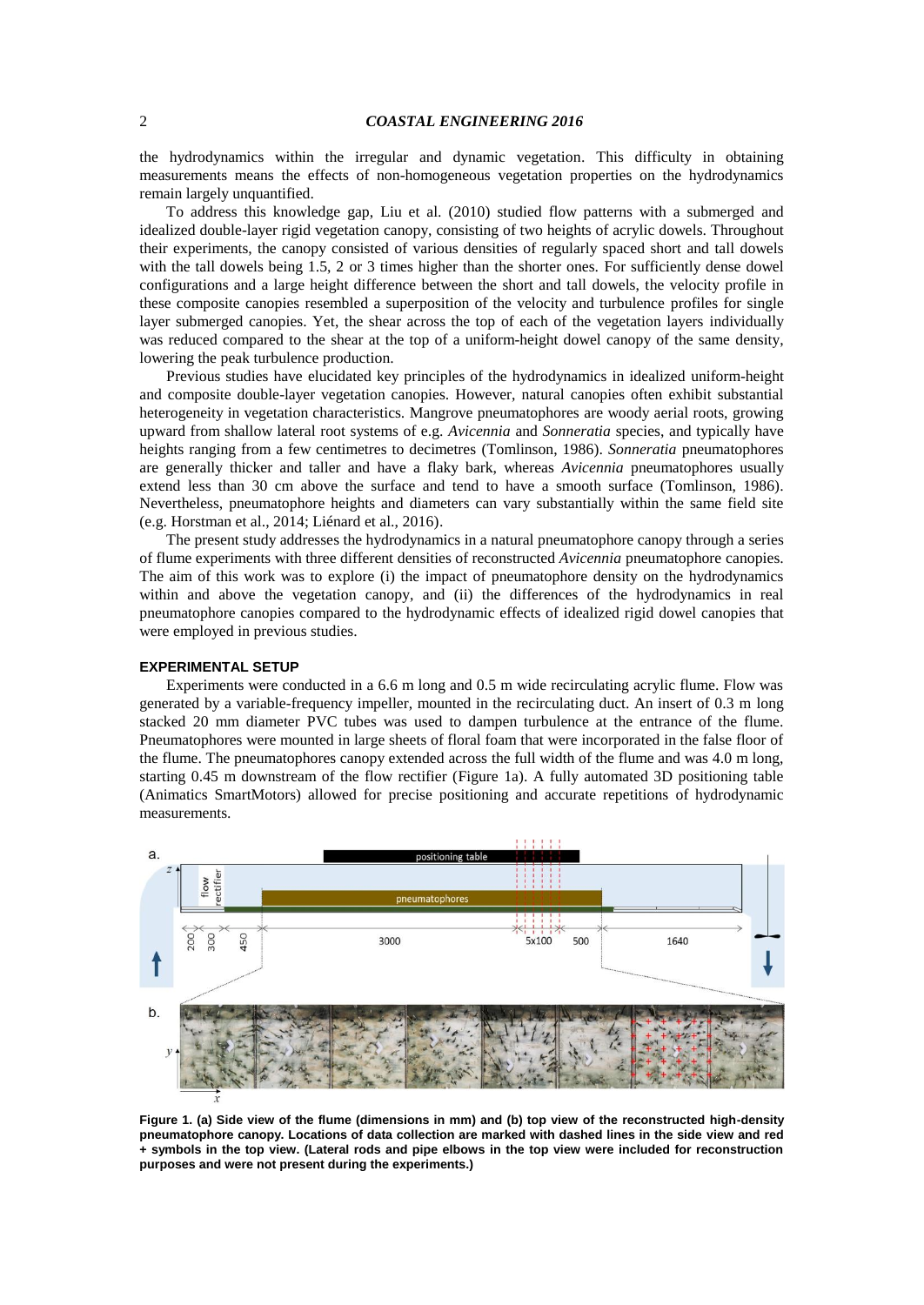the hydrodynamics within the irregular and dynamic vegetation. This difficulty in obtaining measurements means the effects of non-homogeneous vegetation properties on the hydrodynamics remain largely unquantified.

To address this knowledge gap, Liu et al. (2010) studied flow patterns with a submerged and idealized double-layer rigid vegetation canopy, consisting of two heights of acrylic dowels. Throughout their experiments, the canopy consisted of various densities of regularly spaced short and tall dowels with the tall dowels being 1.5, 2 or 3 times higher than the shorter ones. For sufficiently dense dowel configurations and a large height difference between the short and tall dowels, the velocity profile in these composite canopies resembled a superposition of the velocity and turbulence profiles for single layer submerged canopies. Yet, the shear across the top of each of the vegetation layers individually was reduced compared to the shear at the top of a uniform-height dowel canopy of the same density, lowering the peak turbulence production.

Previous studies have elucidated key principles of the hydrodynamics in idealized uniform-height and composite double-layer vegetation canopies. However, natural canopies often exhibit substantial heterogeneity in vegetation characteristics. Mangrove pneumatophores are woody aerial roots, growing upward from shallow lateral root systems of e.g. *Avicennia* and *Sonneratia* species, and typically have heights ranging from a few centimetres to decimetres (Tomlinson, 1986). *Sonneratia* pneumatophores are generally thicker and taller and have a flaky bark, whereas *Avicennia* pneumatophores usually extend less than 30 cm above the surface and tend to have a smooth surface (Tomlinson, 1986). Nevertheless, pneumatophore heights and diameters can vary substantially within the same field site (e.g. Horstman et al., 2014; Liénard et al., 2016).

The present study addresses the hydrodynamics in a natural pneumatophore canopy through a series of flume experiments with three different densities of reconstructed *Avicennia* pneumatophore canopies. The aim of this work was to explore (i) the impact of pneumatophore density on the hydrodynamics within and above the vegetation canopy, and (ii) the differences of the hydrodynamics in real pneumatophore canopies compared to the hydrodynamic effects of idealized rigid dowel canopies that were employed in previous studies.

## EXPERIMENTAL SETUP

Experiments were conducted in a 6.6 m long and 0.5 m wide recirculating acrylic flume. Flow was generated by a variable-frequency impeller, mounted in the recirculating duct. An insert of 0.3 m long stacked 20 mm diameter PVC tubes was used to dampen turbulence at the entrance of the flume. Pneumatophores were mounted in large sheets of floral foam that were incorporated in the false floor of the flume. The pneumatophores canopy extended across the full width of the flume and was 4.0 m long, starting 0.45 m downstream of the flow rectifier (Figure 1a). A fully automated 3D positioning table (Animatics SmartMotors) allowed for precise positioning and accurate repetitions of hydrodynamic measurements.

**Figure 1. (a) Side view of the flume (dimensions in mm) and (b) top view of the reconstructed high-density pneumatophore canopy. Locations of data collection are marked with dashed lines in the side view and red + symbols in the top view. (Lateral rods and pipe elbows in the top view were included for reconstruction purposes and were not present during the experiments.)**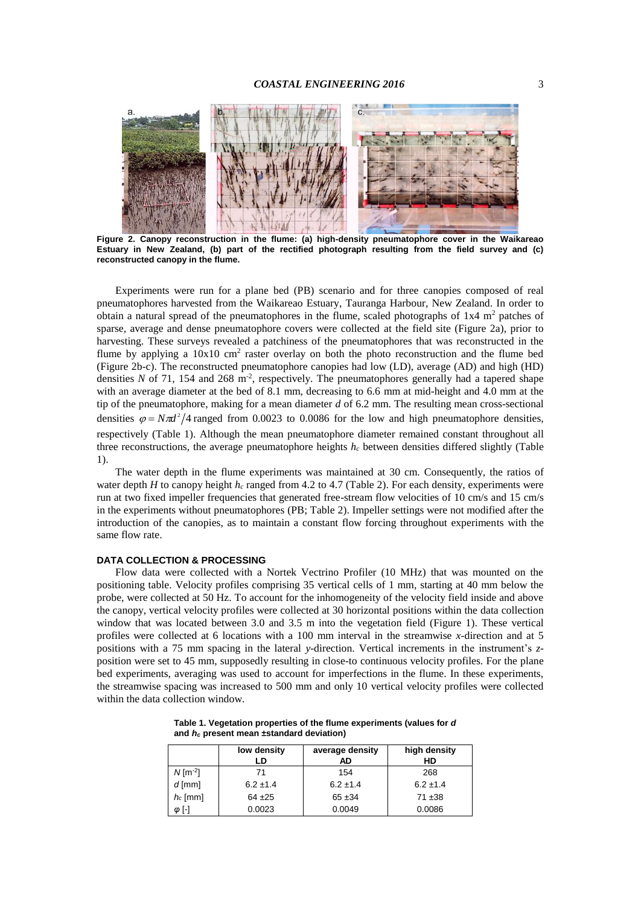**Figure 2. Canopy reconstruction in the flume: (a) high-density pneumatophore cover in the Waikareao Estuary in New Zealand, (b) part of the rectified photograph resulting from the field survey and (c) reconstructed canopy in the flume.**

Experiments were run for a plane bed (PB) scenario and for three canopies composed of real pneumatophores harvested from the Waikareao Estuary, Tauranga Harbour, New Zealand. In order to obtain a natural spread of the pneumatophores in the flume, scaled photographs of 1x4 m$^2$ patches of sparse, average and dense pneumatophore covers were collected at the field site (Figure 2a), prior to harvesting. These surveys revealed a patchiness of the pneumatophores that was reconstructed in the flume by applying a 10x10 cm$^2$ raster overlay on both the photo reconstruction and the flume bed (Figure 2b-c). The reconstructed pneumatophore canopies had low (LD), average (AD) and high (HD) densities $N$ of 71, 154 and 268 m$^{-2}$, respectively. The pneumatophores generally had a tapered shape with an average diameter at the bed of 8.1 mm, decreasing to 6.6 mm at mid-height and 4.0 mm at the tip of the pneumatophore, making for a mean diameter $d$ of 6.2 mm. The resulting mean cross-sectional densities $\varphi = N\pi d^2/4$ ranged from 0.0023 to 0.0086 for the low and high pneumatophore densities, respectively (Table 1). Although the mean pneumatophore diameter remained constant throughout all three reconstructions, the average pneumatophore heights $h_c$ between densities differed slightly (Table 1).

The water depth in the flume experiments was maintained at 30 cm. Consequently, the ratios of water depth $H$ to canopy height $h_c$ ranged from 4.2 to 4.7 (Table 2). For each density, experiments were run at two fixed impeller frequencies that generated free-stream flow velocities of 10 cm/s and 15 cm/s in the experiments without pneumatophores (PB; Table 2). Impeller settings were not modified after the introduction of the canopies, as to maintain a constant flow forcing throughout experiments with the same flow rate.

## DATA COLLECTION & PROCESSING

Flow data were collected with a Nortek Vectrino Profiler (10 MHz) that was mounted on the positioning table. Velocity profiles comprising 35 vertical cells of 1 mm, starting at 40 mm below the probe, were collected at 50 Hz. To account for the inhomogeneity of the velocity field inside and above the canopy, vertical velocity profiles were collected at 30 horizontal positions within the data collection window that was located between 3.0 and 3.5 m into the vegetation field (Figure 1). These vertical profiles were collected at 6 locations with a 100 mm interval in the streamwise $x$-direction and at 5 positions with a 75 mm spacing in the lateral $y$-direction. Vertical increments in the instrument's $z$-position were set to 45 mm, supposedly resulting in close-to continuous velocity profiles. For the plane bed experiments, averaging was used to account for imperfections in the flume. In these experiments, the streamwise spacing was increased to 500 mm and only 10 vertical velocity profiles were collected within the data collection window.

**Table 1. Vegetation properties of the flume experiments (values for $d$ and $h_c$ present mean ±standard deviation)**

| | low density LD | average density AD | high density HD |
|---|---|---|---|
| $N$ [m$^{-2}$] | 71 | 154 | 268 |
| $d$ [mm] | 6.2 ±1.4 | 6.2 ±1.4 | 6.2 ±1.4 |
| $h_c$ [mm] | 64 ±25 | 65 ±34 | 71 ±38 |
| $\varphi$ [-] | 0.0023 | 0.0049 | 0.0086 |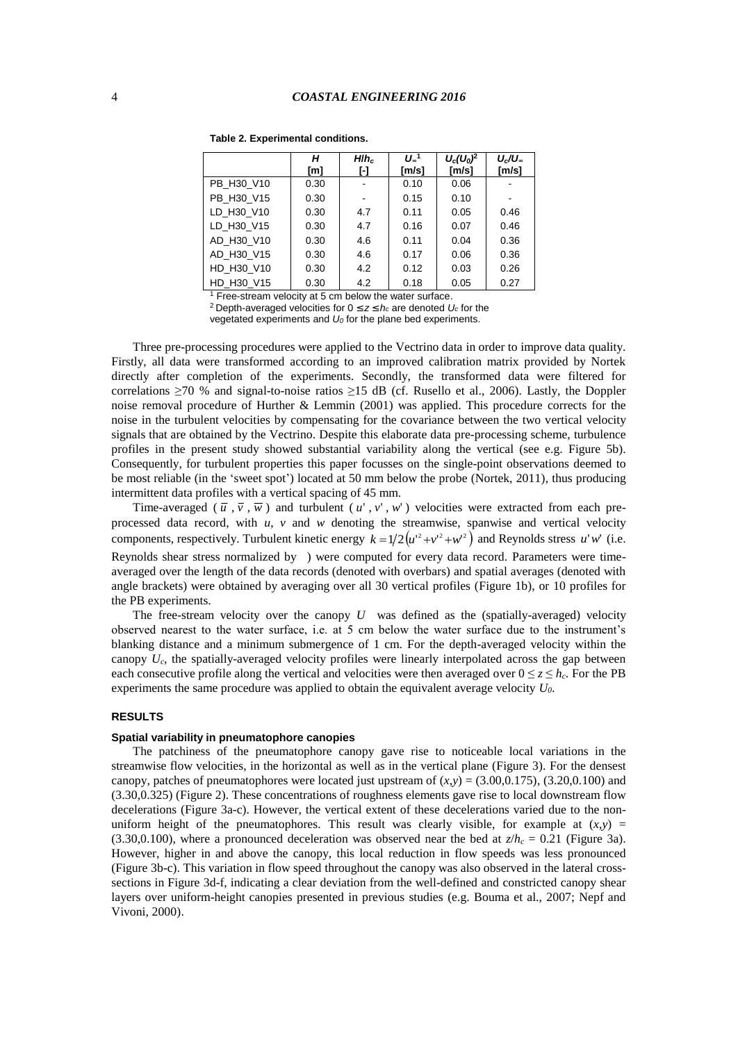**Table 2. Experimental conditions.**

|  | $H$ [m] | $H/h_c$ [-] | $U_\infty$[1] [m/s] | $U_c(U_0)$[2] [m/s] | $U_c/U_\infty$ [m/s] |
|---|---|---|---|---|---|
| PB_H30_V10 | 0.30 | - | 0.10 | 0.06 | - |
| PB_H30_V15 | 0.30 | - | 0.15 | 0.10 | - |
| LD_H30_V10 | 0.30 | 4.7 | 0.11 | 0.05 | 0.46 |
| LD_H30_V15 | 0.30 | 4.7 | 0.16 | 0.07 | 0.46 |
| AD_H30_V10 | 0.30 | 4.6 | 0.11 | 0.04 | 0.36 |
| AD_H30_V15 | 0.30 | 4.6 | 0.17 | 0.06 | 0.36 |
| HD_H30_V10 | 0.30 | 4.2 | 0.12 | 0.03 | 0.26 |
| HD_H30_V15 | 0.30 | 4.2 | 0.18 | 0.05 | 0.27 |

[1] Free-stream velocity at 5 cm below the water surface.
[2] Depth-averaged velocities for $0 \leq z \leq h_c$ are denoted $U_c$ for the vegetated experiments and $U_0$ for the plane bed experiments.

Three pre-processing procedures were applied to the Vectrino data in order to improve data quality. Firstly, all data were transformed according to an improved calibration matrix provided by Nortek directly after completion of the experiments. Secondly, the transformed data were filtered for correlations ≥70 % and signal-to-noise ratios ≥15 dB (cf. Rusello et al., 2006). Lastly, the Doppler noise removal procedure of Hurther & Lemmin (2001) was applied. This procedure corrects for the noise in the turbulent velocities by compensating for the covariance between the two vertical velocity signals that are obtained by the Vectrino. Despite this elaborate data pre-processing scheme, turbulence profiles in the present study showed substantial variability along the vertical (see e.g. Figure 5b). Consequently, for turbulent properties this paper focusses on the single-point observations deemed to be most reliable (in the 'sweet spot') located at 50 mm below the probe (Nortek, 2011), thus producing intermittent data profiles with a vertical spacing of 45 mm.

Time-averaged ($\overline{u}$, $\overline{v}$, $\overline{w}$) and turbulent ($u'$, $v'$, $w'$) velocities were extracted from each pre-processed data record, with $u$, $v$ and $w$ denoting the streamwise, spanwise and vertical velocity components, respectively. Turbulent kinetic energy $k = 1/2\left(u'^2 + v'^2 + w'^2\right)$ and Reynolds stress $u'w'$ (i.e. Reynolds shear stress normalized by ) were computed for every data record. Parameters were time-averaged over the length of the data records (denoted with overbars) and spatial averages (denoted with angle brackets) were obtained by averaging over all 30 vertical profiles (Figure 1b), or 10 profiles for the PB experiments.

The free-stream velocity over the canopy $U$ was defined as the (spatially-averaged) velocity observed nearest to the water surface, i.e. at 5 cm below the water surface due to the instrument's blanking distance and a minimum submergence of 1 cm. For the depth-averaged velocity within the canopy $U_c$, the spatially-averaged velocity profiles were linearly interpolated across the gap between each consecutive profile along the vertical and velocities were then averaged over $0 \leq z \leq h_c$. For the PB experiments the same procedure was applied to obtain the equivalent average velocity $U_0$.

## RESULTS

### Spatial variability in pneumatophore canopies

The patchiness of the pneumatophore canopy gave rise to noticeable local variations in the streamwise flow velocities, in the horizontal as well as in the vertical plane (Figure 3). For the densest canopy, patches of pneumatophores were located just upstream of $(x,y)$ = (3.00,0.175), (3.20,0.100) and (3.30,0.325) (Figure 2). These concentrations of roughness elements gave rise to local downstream flow decelerations (Figure 3a-c). However, the vertical extent of these decelerations varied due to the non-uniform height of the pneumatophores. This result was clearly visible, for example at $(x,y)$ = (3.30,0.100), where a pronounced deceleration was observed near the bed at $z/h_c$ = 0.21 (Figure 3a). However, higher in and above the canopy, this local reduction in flow speeds was less pronounced (Figure 3b-c). This variation in flow speed throughout the canopy was also observed in the lateral cross-sections in Figure 3d-f, indicating a clear deviation from the well-defined and constricted canopy shear layers over uniform-height canopies presented in previous studies (e.g. Bouma et al., 2007; Nepf and Vivoni, 2000).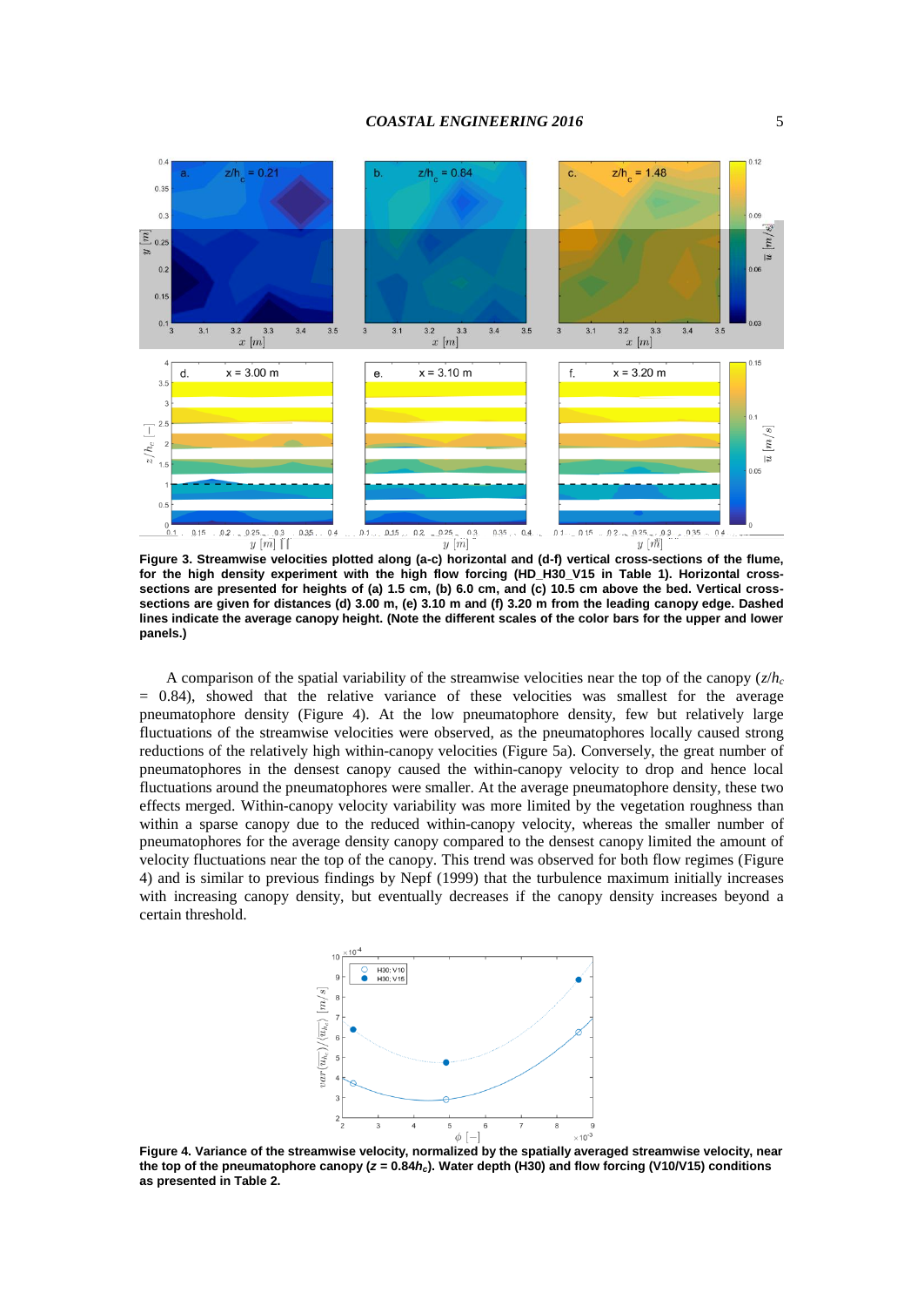**Figure 3. Streamwise velocities plotted along (a-c) horizontal and (d-f) vertical cross-sections of the flume, for the high density experiment with the high flow forcing (HD_H30_V15 in Table 1). Horizontal cross-sections are presented for heights of (a) 1.5 cm, (b) 6.0 cm, and (c) 10.5 cm above the bed. Vertical cross-sections are given for distances (d) 3.00 m, (e) 3.10 m and (f) 3.20 m from the leading canopy edge. Dashed lines indicate the average canopy height. (Note the different scales of the color bars for the upper and lower panels.)**

A comparison of the spatial variability of the streamwise velocities near the top of the canopy ($z/h_c$ = 0.84), showed that the relative variance of these velocities was smallest for the average pneumatophore density (Figure 4). At the low pneumatophore density, few but relatively large fluctuations of the streamwise velocities were observed, as the pneumatophores locally caused strong reductions of the relatively high within-canopy velocities (Figure 5a). Conversely, the great number of pneumatophores in the densest canopy caused the within-canopy velocity to drop and hence local fluctuations around the pneumatophores were smaller. At the average pneumatophore density, these two effects merged. Within-canopy velocity variability was more limited by the vegetation roughness than within a sparse canopy due to the reduced within-canopy velocity, whereas the smaller number of pneumatophores for the average density canopy compared to the densest canopy limited the amount of velocity fluctuations near the top of the canopy. This trend was observed for both flow regimes (Figure 4) and is similar to previous findings by Nepf (1999) that the turbulence maximum initially increases with increasing canopy density, but eventually decreases if the canopy density increases beyond a certain threshold.

**Figure 4. Variance of the streamwise velocity, normalized by the spatially averaged streamwise velocity, near the top of the pneumatophore canopy ($z$ = 0.84$h_c$). Water depth (H30) and flow forcing (V10/V15) conditions as presented in Table 2.**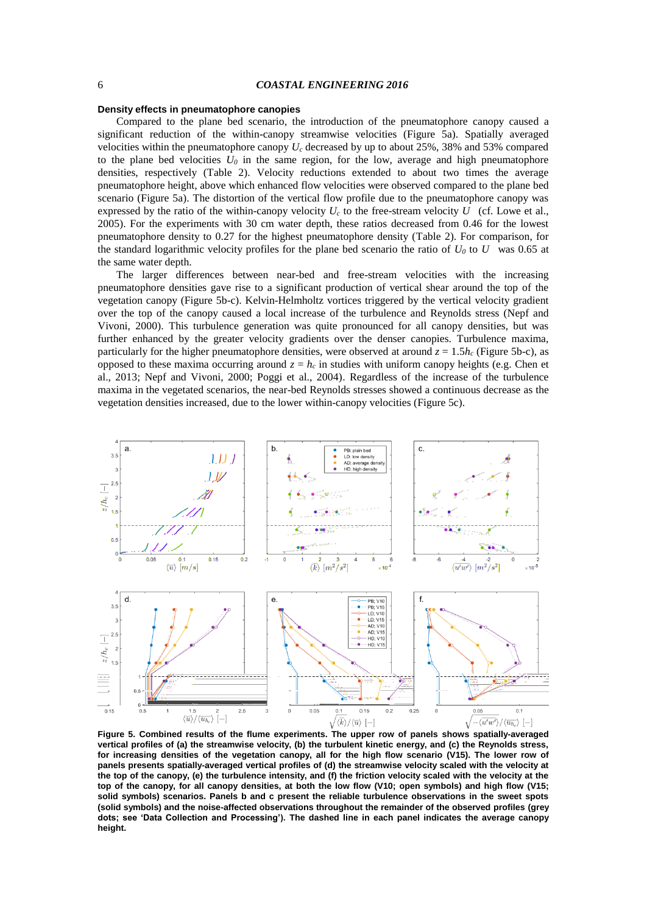#### Density effects in pneumatophore canopies

Compared to the plane bed scenario, the introduction of the pneumatophore canopy caused a significant reduction of the within-canopy streamwise velocities (Figure 5a). Spatially averaged velocities within the pneumatophore canopy $U_c$ decreased by up to about 25%, 38% and 53% compared to the plane bed velocities $U_0$ in the same region, for the low, average and high pneumatophore densities, respectively (Table 2). Velocity reductions extended to about two times the average pneumatophore height, above which enhanced flow velocities were observed compared to the plane bed scenario (Figure 5a). The distortion of the vertical flow profile due to the pneumatophore canopy was expressed by the ratio of the within-canopy velocity $U_c$ to the free-stream velocity $U$ (cf. Lowe et al., 2005). For the experiments with 30 cm water depth, these ratios decreased from 0.46 for the lowest pneumatophore density to 0.27 for the highest pneumatophore density (Table 2). For comparison, for the standard logarithmic velocity profiles for the plane bed scenario the ratio of $U_0$ to $U$ was 0.65 at the same water depth.

The larger differences between near-bed and free-stream velocities with the increasing pneumatophore densities gave rise to a significant production of vertical shear around the top of the vegetation canopy (Figure 5b-c). Kelvin-Helmholtz vortices triggered by the vertical velocity gradient over the top of the canopy caused a local increase of the turbulence and Reynolds stress (Nepf and Vivoni, 2000). This turbulence generation was quite pronounced for all canopy densities, but was further enhanced by the greater velocity gradients over the denser canopies. Turbulence maxima, particularly for the higher pneumatophore densities, were observed at around $z = 1.5h_c$ (Figure 5b-c), as opposed to these maxima occurring around $z = h_c$ in studies with uniform canopy heights (e.g. Chen et al., 2013; Nepf and Vivoni, 2000; Poggi et al., 2004). Regardless of the increase of the turbulence maxima in the vegetated scenarios, the near-bed Reynolds stresses showed a continuous decrease as the vegetation densities increased, due to the lower within-canopy velocities (Figure 5c).

**Figure 5. Combined results of the flume experiments. The upper row of panels shows spatially-averaged vertical profiles of (a) the streamwise velocity, (b) the turbulent kinetic energy, and (c) the Reynolds stress, for increasing densities of the vegetation canopy, all for the high flow scenario (V15). The lower row of panels presents spatially-averaged vertical profiles of (d) the streamwise velocity scaled with the velocity at the top of the canopy, (e) the turbulence intensity, and (f) the friction velocity scaled with the velocity at the top of the canopy, for all canopy densities, at both the low flow (V10; open symbols) and high flow (V15; solid symbols) scenarios. Panels b and c present the reliable turbulence observations in the sweet spots (solid symbols) and the noise-affected observations throughout the remainder of the observed profiles (grey dots; see 'Data Collection and Processing'). The dashed line in each panel indicates the average canopy height.**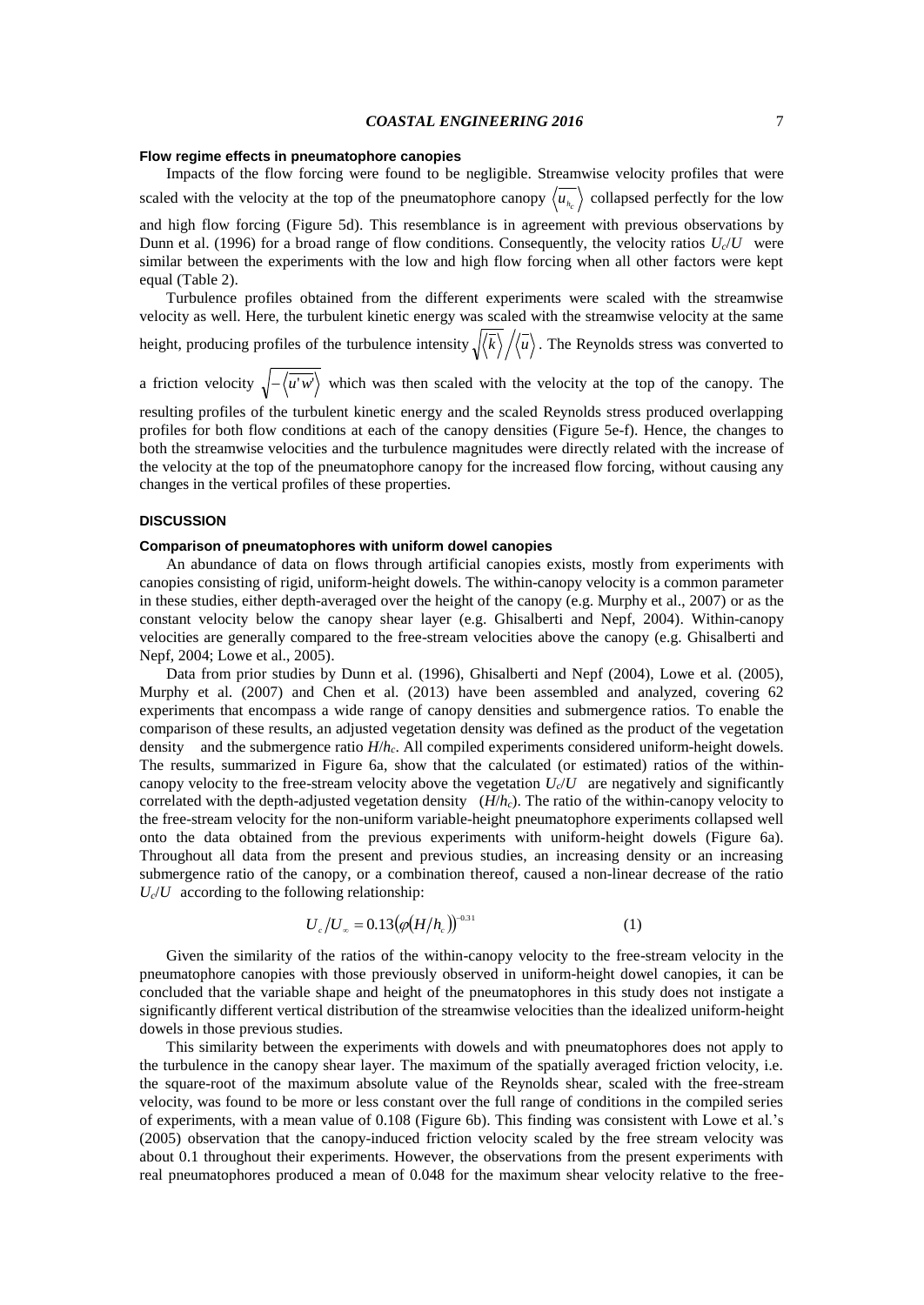#### Flow regime effects in pneumatophore canopies

Impacts of the flow forcing were found to be negligible. Streamwise velocity profiles that were scaled with the velocity at the top of the pneumatophore canopy $\langle \overline{u_{h_c}} \rangle$ collapsed perfectly for the low and high flow forcing (Figure 5d). This resemblance is in agreement with previous observations by Dunn et al. (1996) for a broad range of flow conditions. Consequently, the velocity ratios $U_c/U$ were similar between the experiments with the low and high flow forcing when all other factors were kept equal (Table 2).

Turbulence profiles obtained from the different experiments were scaled with the streamwise velocity as well. Here, the turbulent kinetic energy was scaled with the streamwise velocity at the same height, producing profiles of the turbulence intensity $\sqrt{\langle \overline{k} \rangle} / \langle \overline{u} \rangle$. The Reynolds stress was converted to a friction velocity $\sqrt{-\langle \overline{u'w'} \rangle}$ which was then scaled with the velocity at the top of the canopy. The resulting profiles of the turbulent kinetic energy and the scaled Reynolds stress produced overlapping profiles for both flow conditions at each of the canopy densities (Figure 5e-f). Hence, the changes to both the streamwise velocities and the turbulence magnitudes were directly related with the increase of the velocity at the top of the pneumatophore canopy for the increased flow forcing, without causing any changes in the vertical profiles of these properties.

## DISCUSSION

#### Comparison of pneumatophores with uniform dowel canopies

An abundance of data on flows through artificial canopies exists, mostly from experiments with canopies consisting of rigid, uniform-height dowels. The within-canopy velocity is a common parameter in these studies, either depth-averaged over the height of the canopy (e.g. Murphy et al., 2007) or as the constant velocity below the canopy shear layer (e.g. Ghisalberti and Nepf, 2004). Within-canopy velocities are generally compared to the free-stream velocities above the canopy (e.g. Ghisalberti and Nepf, 2004; Lowe et al., 2005).

Data from prior studies by Dunn et al. (1996), Ghisalberti and Nepf (2004), Lowe et al. (2005), Murphy et al. (2007) and Chen et al. (2013) have been assembled and analyzed, covering 62 experiments that encompass a wide range of canopy densities and submergence ratios. To enable the comparison of these results, an adjusted vegetation density was defined as the product of the vegetation density and the submergence ratio $H/h_c$. All compiled experiments considered uniform-height dowels. The results, summarized in Figure 6a, show that the calculated (or estimated) ratios of the within-canopy velocity to the free-stream velocity above the vegetation $U_c/U$ are negatively and significantly correlated with the depth-adjusted vegetation density $(H/h_c)$. The ratio of the within-canopy velocity to the free-stream velocity for the non-uniform variable-height pneumatophore experiments collapsed well onto the data obtained from the previous experiments with uniform-height dowels (Figure 6a). Throughout all data from the present and previous studies, an increasing density or an increasing submergence ratio of the canopy, or a combination thereof, caused a non-linear decrease of the ratio $U_c/U$ according to the following relationship:

$$U_c/U_\infty = 0.13\left(\varphi\left(H/h_c\right)\right)^{-0.31} \tag{1}$$

Given the similarity of the ratios of the within-canopy velocity to the free-stream velocity in the pneumatophore canopies with those previously observed in uniform-height dowel canopies, it can be concluded that the variable shape and height of the pneumatophores in this study does not instigate a significantly different vertical distribution of the streamwise velocities than the idealized uniform-height dowels in those previous studies.

This similarity between the experiments with dowels and with pneumatophores does not apply to the turbulence in the canopy shear layer. The maximum of the spatially averaged friction velocity, i.e. the square-root of the maximum absolute value of the Reynolds shear, scaled with the free-stream velocity, was found to be more or less constant over the full range of conditions in the compiled series of experiments, with a mean value of 0.108 (Figure 6b). This finding was consistent with Lowe et al.'s (2005) observation that the canopy-induced friction velocity scaled by the free stream velocity was about 0.1 throughout their experiments. However, the observations from the present experiments with real pneumatophores produced a mean of 0.048 for the maximum shear velocity relative to the free-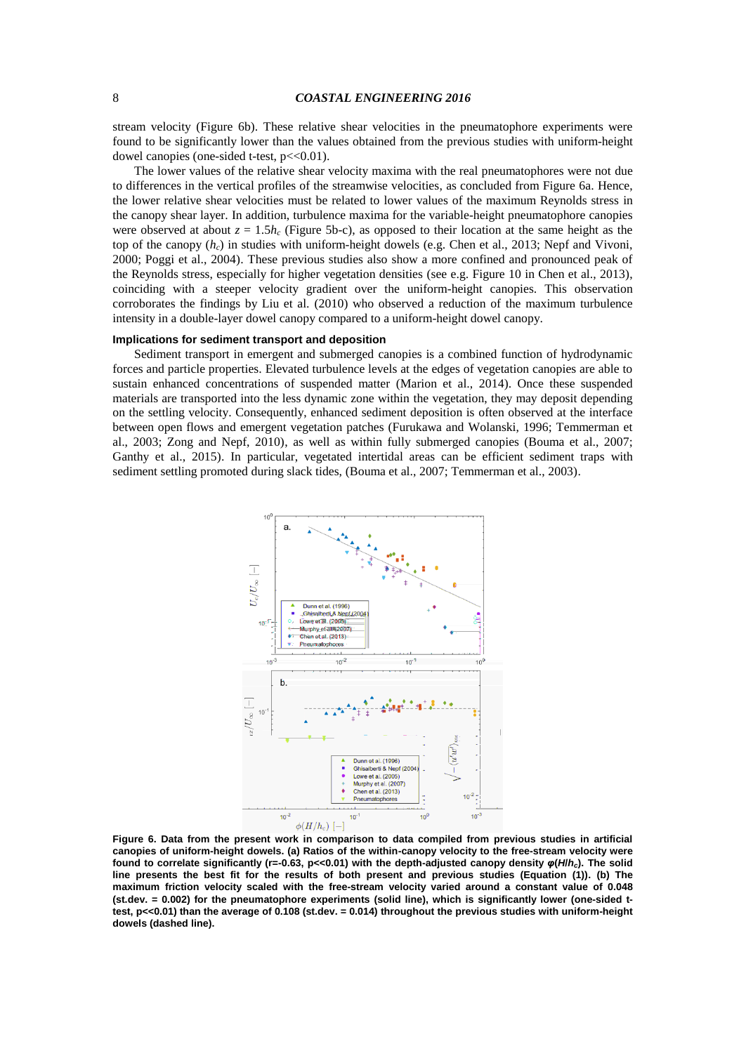stream velocity (Figure 6b). These relative shear velocities in the pneumatophore experiments were found to be significantly lower than the values obtained from the previous studies with uniform-height dowel canopies (one-sided t-test, p<<0.01).

The lower values of the relative shear velocity maxima with the real pneumatophores were not due to differences in the vertical profiles of the streamwise velocities, as concluded from Figure 6a. Hence, the lower relative shear velocities must be related to lower values of the maximum Reynolds stress in the canopy shear layer. In addition, turbulence maxima for the variable-height pneumatophore canopies were observed at about $z = 1.5h_c$ (Figure 5b-c), as opposed to their location at the same height as the top of the canopy ($h_c$) in studies with uniform-height dowels (e.g. Chen et al., 2013; Nepf and Vivoni, 2000; Poggi et al., 2004). These previous studies also show a more confined and pronounced peak of the Reynolds stress, especially for higher vegetation densities (see e.g. Figure 10 in Chen et al., 2013), coinciding with a steeper velocity gradient over the uniform-height canopies. This observation corroborates the findings by Liu et al. (2010) who observed a reduction of the maximum turbulence intensity in a double-layer dowel canopy compared to a uniform-height dowel canopy.

#### Implications for sediment transport and deposition

Sediment transport in emergent and submerged canopies is a combined function of hydrodynamic forces and particle properties. Elevated turbulence levels at the edges of vegetation canopies are able to sustain enhanced concentrations of suspended matter (Marion et al., 2014). Once these suspended materials are transported into the less dynamic zone within the vegetation, they may deposit depending on the settling velocity. Consequently, enhanced sediment deposition is often observed at the interface between open flows and emergent vegetation patches (Furukawa and Wolanski, 1996; Temmerman et al., 2003; Zong and Nepf, 2010), as well as within fully submerged canopies (Bouma et al., 2007; Ganthy et al., 2015). In particular, vegetated intertidal areas can be efficient sediment traps with sediment settling promoted during slack tides, (Bouma et al., 2007; Temmerman et al., 2003).

**Figure 6. Data from the present work in comparison to data compiled from previous studies in artificial canopies of uniform-height dowels. (a) Ratios of the within-canopy velocity to the free-stream velocity were found to correlate significantly (r=-0.63, p<<0.01) with the depth-adjusted canopy density $\varphi(H/h_c)$. The solid line presents the best fit for the results of both present and previous studies (Equation (1)). (b) The maximum friction velocity scaled with the free-stream velocity varied around a constant value of 0.048 (st.dev. = 0.002) for the pneumatophore experiments (solid line), which is significantly lower (one-sided t-test, p<<0.01) than the average of 0.108 (st.dev. = 0.014) throughout the previous studies with uniform-height dowels (dashed line).**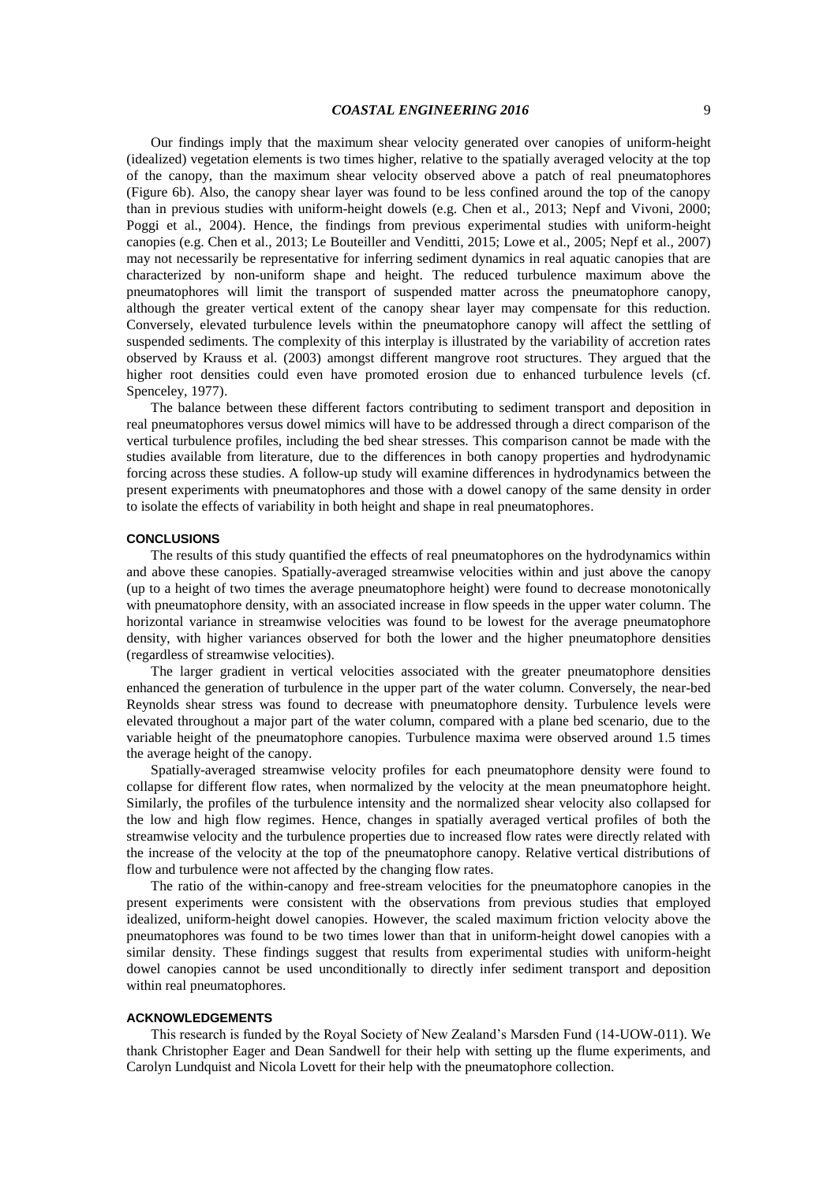Our findings imply that the maximum shear velocity generated over canopies of uniform-height (idealized) vegetation elements is two times higher, relative to the spatially averaged velocity at the top of the canopy, than the maximum shear velocity observed above a patch of real pneumatophores (Figure 6b). Also, the canopy shear layer was found to be less confined around the top of the canopy than in previous studies with uniform-height dowels (e.g. Chen et al., 2013; Nepf and Vivoni, 2000; Poggi et al., 2004). Hence, the findings from previous experimental studies with uniform-height canopies (e.g. Chen et al., 2013; Le Bouteiller and Venditti, 2015; Lowe et al., 2005; Nepf et al., 2007) may not necessarily be representative for inferring sediment dynamics in real aquatic canopies that are characterized by non-uniform shape and height. The reduced turbulence maximum above the pneumatophores will limit the transport of suspended matter across the pneumatophore canopy, although the greater vertical extent of the canopy shear layer may compensate for this reduction. Conversely, elevated turbulence levels within the pneumatophore canopy will affect the settling of suspended sediments. The complexity of this interplay is illustrated by the variability of accretion rates observed by Krauss et al. (2003) amongst different mangrove root structures. They argued that the higher root densities could even have promoted erosion due to enhanced turbulence levels (cf. Spenceley, 1977).

The balance between these different factors contributing to sediment transport and deposition in real pneumatophores versus dowel mimics will have to be addressed through a direct comparison of the vertical turbulence profiles, including the bed shear stresses. This comparison cannot be made with the studies available from literature, due to the differences in both canopy properties and hydrodynamic forcing across these studies. A follow-up study will examine differences in hydrodynamics between the present experiments with pneumatophores and those with a dowel canopy of the same density in order to isolate the effects of variability in both height and shape in real pneumatophores.

## CONCLUSIONS

The results of this study quantified the effects of real pneumatophores on the hydrodynamics within and above these canopies. Spatially-averaged streamwise velocities within and just above the canopy (up to a height of two times the average pneumatophore height) were found to decrease monotonically with pneumatophore density, with an associated increase in flow speeds in the upper water column. The horizontal variance in streamwise velocities was found to be lowest for the average pneumatophore density, with higher variances observed for both the lower and the higher pneumatophore densities (regardless of streamwise velocities).

The larger gradient in vertical velocities associated with the greater pneumatophore densities enhanced the generation of turbulence in the upper part of the water column. Conversely, the near-bed Reynolds shear stress was found to decrease with pneumatophore density. Turbulence levels were elevated throughout a major part of the water column, compared with a plane bed scenario, due to the variable height of the pneumatophore canopies. Turbulence maxima were observed around 1.5 times the average height of the canopy.

Spatially-averaged streamwise velocity profiles for each pneumatophore density were found to collapse for different flow rates, when normalized by the velocity at the mean pneumatophore height. Similarly, the profiles of the turbulence intensity and the normalized shear velocity also collapsed for the low and high flow regimes. Hence, changes in spatially averaged vertical profiles of both the streamwise velocity and the turbulence properties due to increased flow rates were directly related with the increase of the velocity at the top of the pneumatophore canopy. Relative vertical distributions of flow and turbulence were not affected by the changing flow rates.

The ratio of the within-canopy and free-stream velocities for the pneumatophore canopies in the present experiments were consistent with the observations from previous studies that employed idealized, uniform-height dowel canopies. However, the scaled maximum friction velocity above the pneumatophores was found to be two times lower than that in uniform-height dowel canopies with a similar density. These findings suggest that results from experimental studies with uniform-height dowel canopies cannot be used unconditionally to directly infer sediment transport and deposition within real pneumatophores.

## ACKNOWLEDGEMENTS

This research is funded by the Royal Society of New Zealand's Marsden Fund (14-UOW-011). We thank Christopher Eager and Dean Sandwell for their help with setting up the flume experiments, and Carolyn Lundquist and Nicola Lovett for their help with the pneumatophore collection.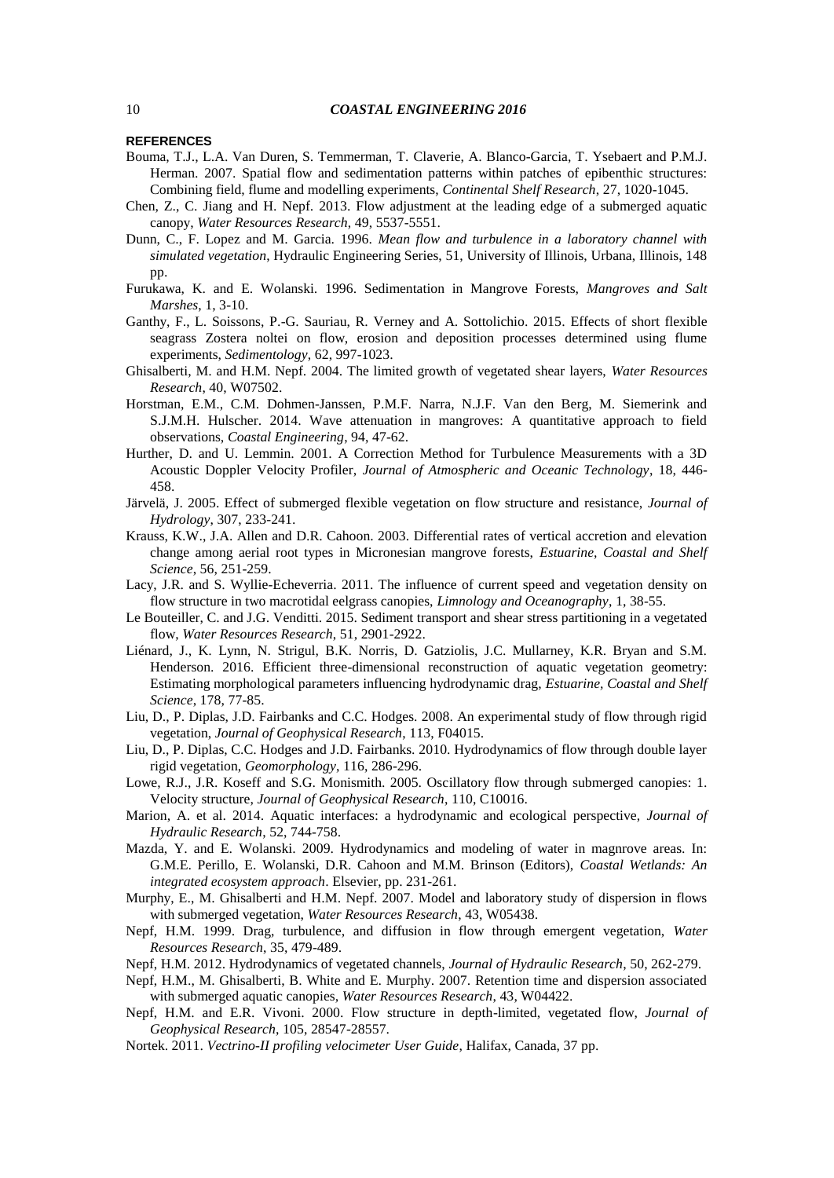**REFERENCES**

Bouma, T.J., L.A. Van Duren, S. Temmerman, T. Claverie, A. Blanco-Garcia, T. Ysebaert and P.M.J. Herman. 2007. Spatial flow and sedimentation patterns within patches of epibenthic structures: Combining field, flume and modelling experiments, *Continental Shelf Research*, 27, 1020-1045.

Chen, Z., C. Jiang and H. Nepf. 2013. Flow adjustment at the leading edge of a submerged aquatic canopy, *Water Resources Research*, 49, 5537-5551.

Dunn, C., F. Lopez and M. Garcia. 1996. *Mean flow and turbulence in a laboratory channel with simulated vegetation*, Hydraulic Engineering Series, 51, University of Illinois, Urbana, Illinois, 148 pp.

Furukawa, K. and E. Wolanski. 1996. Sedimentation in Mangrove Forests, *Mangroves and Salt Marshes*, 1, 3-10.

Ganthy, F., L. Soissons, P.-G. Sauriau, R. Verney and A. Sottolichio. 2015. Effects of short flexible seagrass Zostera noltei on flow, erosion and deposition processes determined using flume experiments, *Sedimentology*, 62, 997-1023.

Ghisalberti, M. and H.M. Nepf. 2004. The limited growth of vegetated shear layers, *Water Resources Research*, 40, W07502.

Horstman, E.M., C.M. Dohmen-Janssen, P.M.F. Narra, N.J.F. Van den Berg, M. Siemerink and S.J.M.H. Hulscher. 2014. Wave attenuation in mangroves: A quantitative approach to field observations, *Coastal Engineering*, 94, 47-62.

Hurther, D. and U. Lemmin. 2001. A Correction Method for Turbulence Measurements with a 3D Acoustic Doppler Velocity Profiler, *Journal of Atmospheric and Oceanic Technology*, 18, 446-458.

Järvelä, J. 2005. Effect of submerged flexible vegetation on flow structure and resistance, *Journal of Hydrology*, 307, 233-241.

Krauss, K.W., J.A. Allen and D.R. Cahoon. 2003. Differential rates of vertical accretion and elevation change among aerial root types in Micronesian mangrove forests, *Estuarine, Coastal and Shelf Science*, 56, 251-259.

Lacy, J.R. and S. Wyllie-Echeverria. 2011. The influence of current speed and vegetation density on flow structure in two macrotidal eelgrass canopies, *Limnology and Oceanography*, 1, 38-55.

Le Bouteiller, C. and J.G. Venditti. 2015. Sediment transport and shear stress partitioning in a vegetated flow, *Water Resources Research*, 51, 2901-2922.

Liénard, J., K. Lynn, N. Strigul, B.K. Norris, D. Gatziolis, J.C. Mullarney, K.R. Bryan and S.M. Henderson. 2016. Efficient three-dimensional reconstruction of aquatic vegetation geometry: Estimating morphological parameters influencing hydrodynamic drag, *Estuarine, Coastal and Shelf Science*, 178, 77-85.

Liu, D., P. Diplas, J.D. Fairbanks and C.C. Hodges. 2008. An experimental study of flow through rigid vegetation, *Journal of Geophysical Research*, 113, F04015.

Liu, D., P. Diplas, C.C. Hodges and J.D. Fairbanks. 2010. Hydrodynamics of flow through double layer rigid vegetation, *Geomorphology*, 116, 286-296.

Lowe, R.J., J.R. Koseff and S.G. Monismith. 2005. Oscillatory flow through submerged canopies: 1. Velocity structure, *Journal of Geophysical Research*, 110, C10016.

Marion, A. et al. 2014. Aquatic interfaces: a hydrodynamic and ecological perspective, *Journal of Hydraulic Research*, 52, 744-758.

Mazda, Y. and E. Wolanski. 2009. Hydrodynamics and modeling of water in magnrove areas. In: G.M.E. Perillo, E. Wolanski, D.R. Cahoon and M.M. Brinson (Editors), *Coastal Wetlands: An integrated ecosystem approach*. Elsevier, pp. 231-261.

Murphy, E., M. Ghisalberti and H.M. Nepf. 2007. Model and laboratory study of dispersion in flows with submerged vegetation, *Water Resources Research*, 43, W05438.

Nepf, H.M. 1999. Drag, turbulence, and diffusion in flow through emergent vegetation, *Water Resources Research*, 35, 479-489.

Nepf, H.M. 2012. Hydrodynamics of vegetated channels, *Journal of Hydraulic Research*, 50, 262-279.

Nepf, H.M., M. Ghisalberti, B. White and E. Murphy. 2007. Retention time and dispersion associated with submerged aquatic canopies, *Water Resources Research*, 43, W04422.

Nepf, H.M. and E.R. Vivoni. 2000. Flow structure in depth-limited, vegetated flow, *Journal of Geophysical Research*, 105, 28547-28557.

Nortek. 2011. *Vectrino-II profiling velocimeter User Guide*, Halifax, Canada, 37 pp.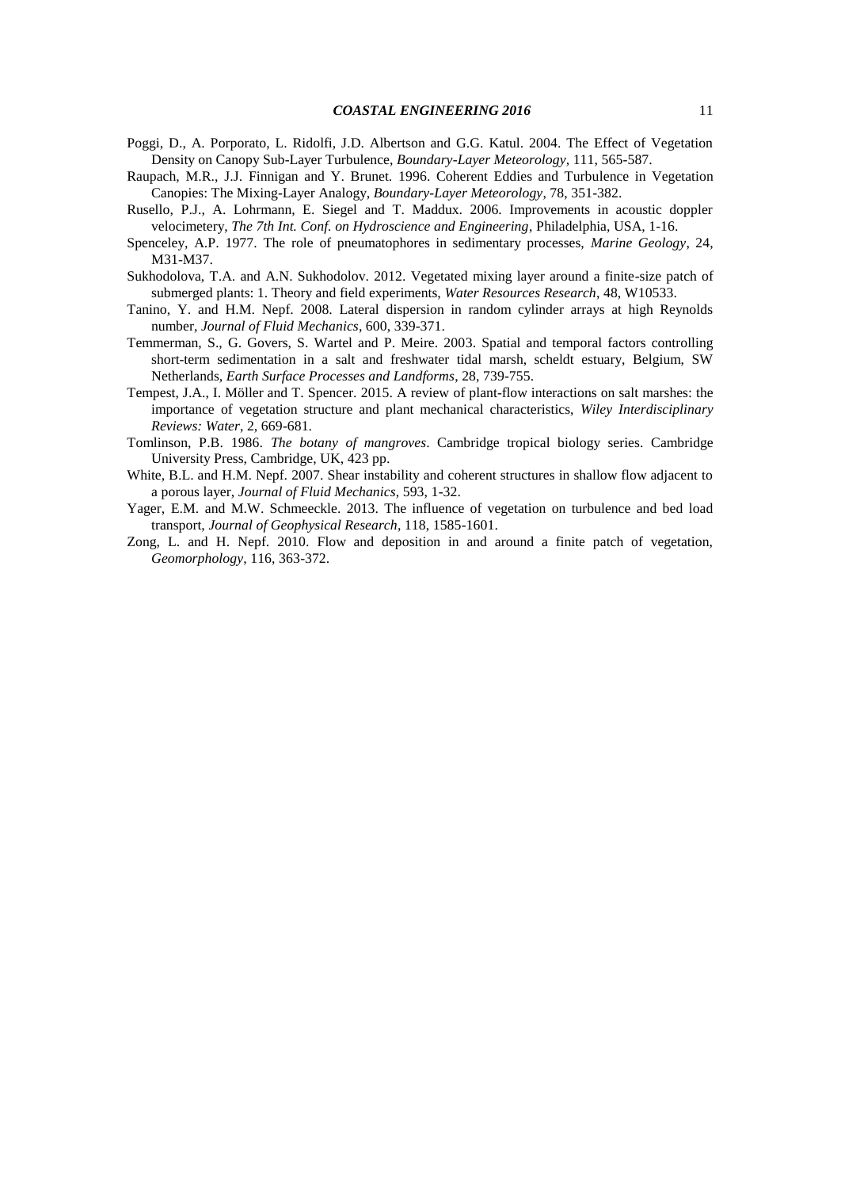Poggi, D., A. Porporato, L. Ridolfi, J.D. Albertson and G.G. Katul. 2004. The Effect of Vegetation Density on Canopy Sub-Layer Turbulence, *Boundary-Layer Meteorology*, 111, 565-587.

Raupach, M.R., J.J. Finnigan and Y. Brunet. 1996. Coherent Eddies and Turbulence in Vegetation Canopies: The Mixing-Layer Analogy, *Boundary-Layer Meteorology*, 78, 351-382.

Rusello, P.J., A. Lohrmann, E. Siegel and T. Maddux. 2006. Improvements in acoustic doppler velocimetery, *The 7th Int. Conf. on Hydroscience and Engineering*, Philadelphia, USA, 1-16.

Spenceley, A.P. 1977. The role of pneumatophores in sedimentary processes, *Marine Geology*, 24, M31-M37.

Sukhodolova, T.A. and A.N. Sukhodolov. 2012. Vegetated mixing layer around a finite-size patch of submerged plants: 1. Theory and field experiments, *Water Resources Research*, 48, W10533.

Tanino, Y. and H.M. Nepf. 2008. Lateral dispersion in random cylinder arrays at high Reynolds number, *Journal of Fluid Mechanics*, 600, 339-371.

Temmerman, S., G. Govers, S. Wartel and P. Meire. 2003. Spatial and temporal factors controlling short-term sedimentation in a salt and freshwater tidal marsh, scheldt estuary, Belgium, SW Netherlands, *Earth Surface Processes and Landforms*, 28, 739-755.

Tempest, J.A., I. Möller and T. Spencer. 2015. A review of plant-flow interactions on salt marshes: the importance of vegetation structure and plant mechanical characteristics, *Wiley Interdisciplinary Reviews: Water*, 2, 669-681.

Tomlinson, P.B. 1986. *The botany of mangroves*. Cambridge tropical biology series. Cambridge University Press, Cambridge, UK, 423 pp.

White, B.L. and H.M. Nepf. 2007. Shear instability and coherent structures in shallow flow adjacent to a porous layer, *Journal of Fluid Mechanics*, 593, 1-32.

Yager, E.M. and M.W. Schmeeckle. 2013. The influence of vegetation on turbulence and bed load transport, *Journal of Geophysical Research*, 118, 1585-1601.

Zong, L. and H. Nepf. 2010. Flow and deposition in and around a finite patch of vegetation, *Geomorphology*, 116, 363-372.